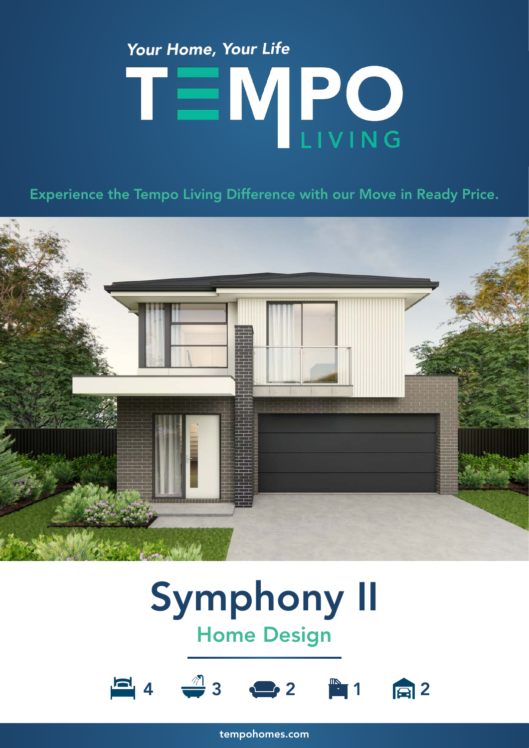*Your Home, Your Life*

# TEMPO LIVING

Experience the Tempo Living Difference with our Move in Ready Price.

# Symphony II

## Home Design

4 | 3 | 2 | 1 | 2

tempohomes.com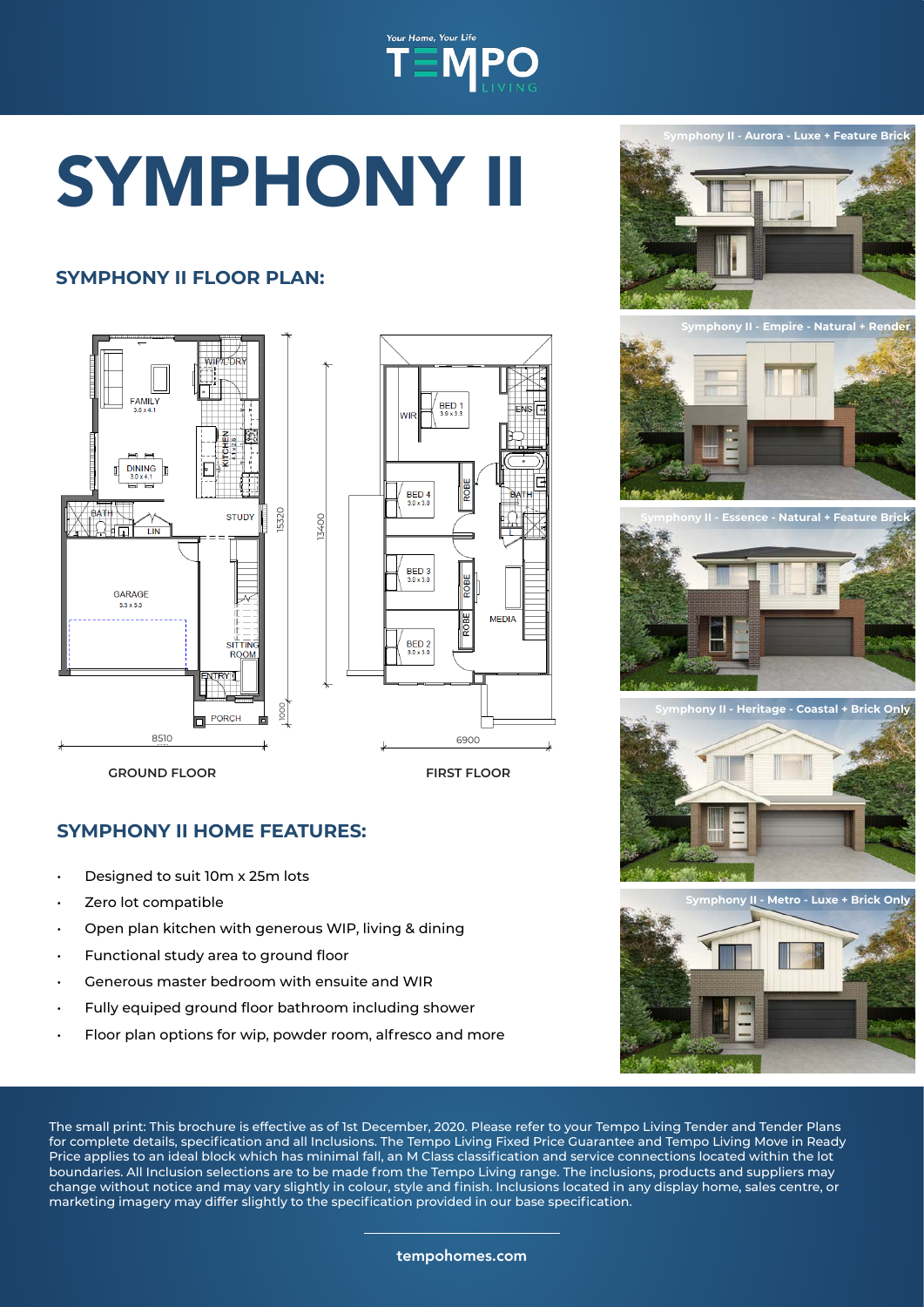Your Home, Your Life

TEMPO LIVING

# SYMPHONY II

## SYMPHONY II FLOOR PLAN:

GROUND FLOOR

FIRST FLOOR

Symphony II - Aurora - Luxe + Feature Brick

Symphony II - Empire - Natural + Render

Symphony II - Essence - Natural + Feature Brick

Symphony II - Heritage - Coastal + Brick Only

Symphony II - Metro - Luxe + Brick Only

## SYMPHONY II HOME FEATURES:

- Designed to suit 10m x 25m lots
- Zero lot compatible
- Open plan kitchen with generous WIP, living & dining
- Functional study area to ground floor
- Generous master bedroom with ensuite and WIR
- Fully equiped ground floor bathroom including shower
- Floor plan options for wip, powder room, alfresco and more

The small print: This brochure is effective as of 1st December, 2020. Please refer to your Tempo Living Tender and Tender Plans for complete details, specification and all Inclusions. The Tempo Living Fixed Price Guarantee and Tempo Living Move in Ready Price applies to an ideal block which has minimal fall, an M Class classification and service connections located within the lot boundaries. All Inclusion selections are to be made from the Tempo Living range. The inclusions, products and suppliers may change without notice and may vary slightly in colour, style and finish. Inclusions located in any display home, sales centre, or marketing imagery may differ slightly to the specification provided in our base specification.

tempohomes.com